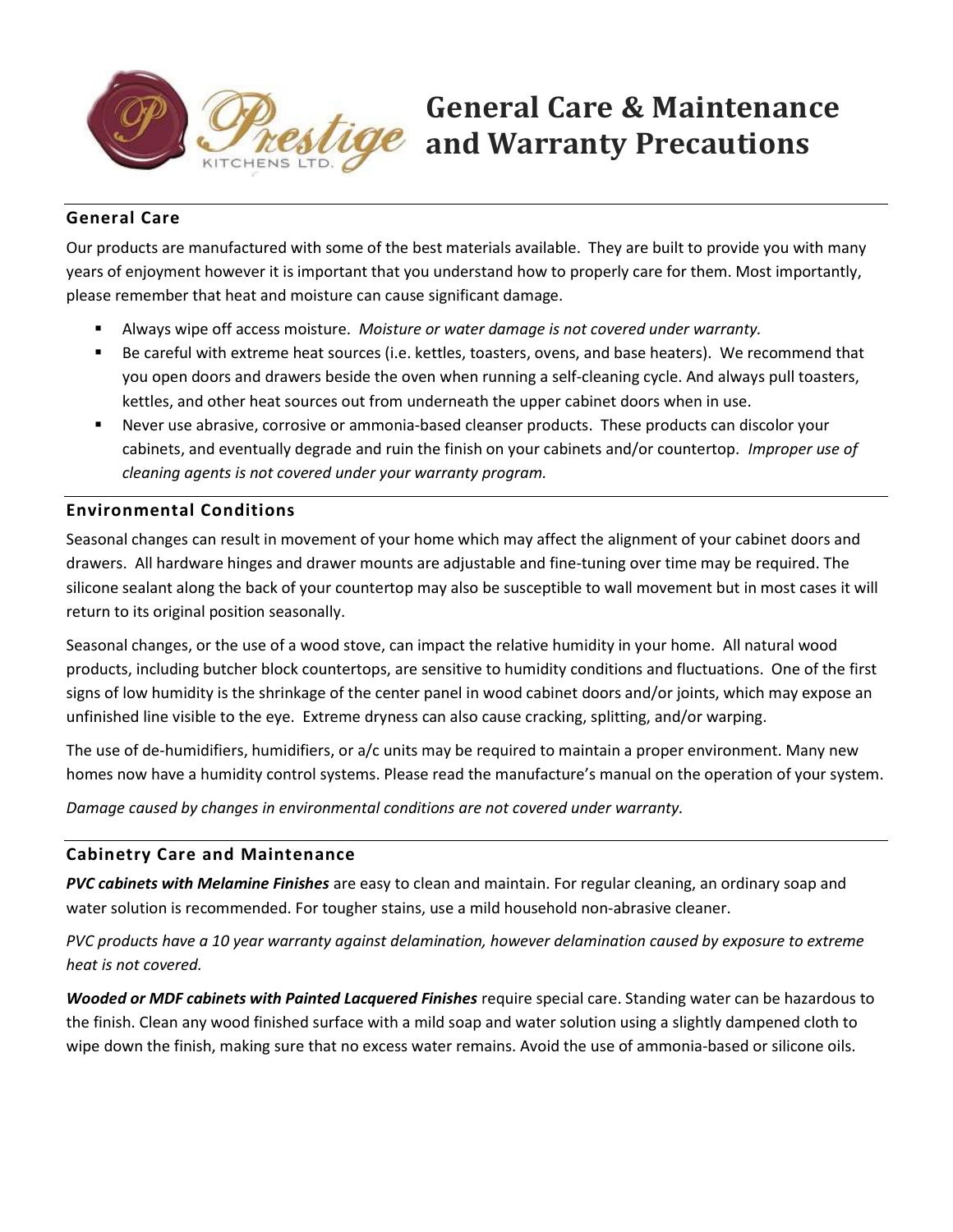# General Care & Maintenance and Warranty Precautions

## General Care

Our products are manufactured with some of the best materials available. They are built to provide you with many years of enjoyment however it is important that you understand how to properly care for them. Most importantly, please remember that heat and moisture can cause significant damage.

- Always wipe off access moisture. *Moisture or water damage is not covered under warranty.*
- Be careful with extreme heat sources (i.e. kettles, toasters, ovens, and base heaters). We recommend that you open doors and drawers beside the oven when running a self-cleaning cycle. And always pull toasters, kettles, and other heat sources out from underneath the upper cabinet doors when in use.
- Never use abrasive, corrosive or ammonia-based cleanser products. These products can discolor your cabinets, and eventually degrade and ruin the finish on your cabinets and/or countertop. *Improper use of cleaning agents is not covered under your warranty program.*

## Environmental Conditions

Seasonal changes can result in movement of your home which may affect the alignment of your cabinet doors and drawers. All hardware hinges and drawer mounts are adjustable and fine-tuning over time may be required. The silicone sealant along the back of your countertop may also be susceptible to wall movement but in most cases it will return to its original position seasonally.

Seasonal changes, or the use of a wood stove, can impact the relative humidity in your home. All natural wood products, including butcher block countertops, are sensitive to humidity conditions and fluctuations. One of the first signs of low humidity is the shrinkage of the center panel in wood cabinet doors and/or joints, which may expose an unfinished line visible to the eye. Extreme dryness can also cause cracking, splitting, and/or warping.

The use of de-humidifiers, humidifiers, or a/c units may be required to maintain a proper environment. Many new homes now have a humidity control systems. Please read the manufacture's manual on the operation of your system.

*Damage caused by changes in environmental conditions are not covered under warranty.*

## Cabinetry Care and Maintenance

***PVC cabinets with Melamine Finishes*** are easy to clean and maintain. For regular cleaning, an ordinary soap and water solution is recommended. For tougher stains, use a mild household non-abrasive cleaner.

*PVC products have a 10 year warranty against delamination, however delamination caused by exposure to extreme heat is not covered.*

***Wooded or MDF cabinets with Painted Lacquered Finishes*** require special care. Standing water can be hazardous to the finish. Clean any wood finished surface with a mild soap and water solution using a slightly dampened cloth to wipe down the finish, making sure that no excess water remains. Avoid the use of ammonia-based or silicone oils.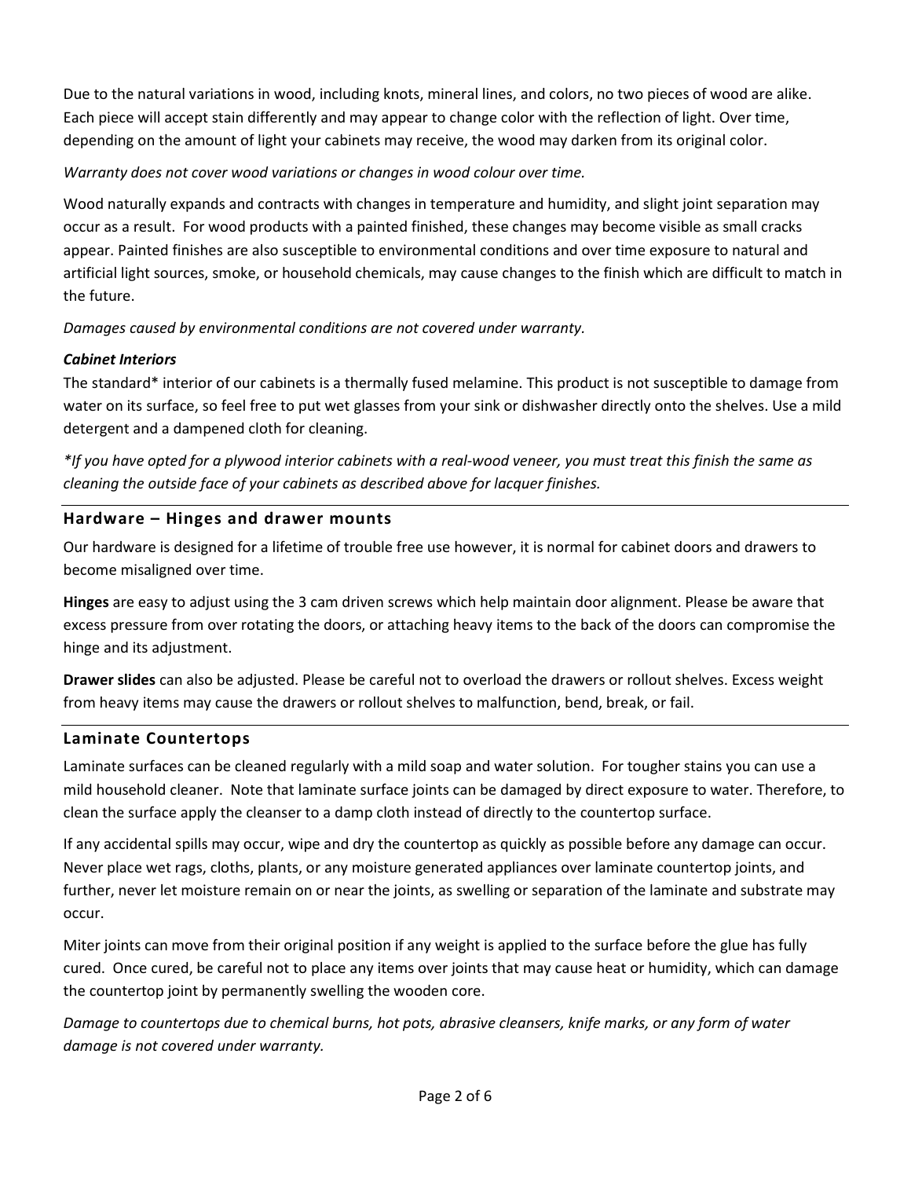Due to the natural variations in wood, including knots, mineral lines, and colors, no two pieces of wood are alike. Each piece will accept stain differently and may appear to change color with the reflection of light. Over time, depending on the amount of light your cabinets may receive, the wood may darken from its original color.

*Warranty does not cover wood variations or changes in wood colour over time.*

Wood naturally expands and contracts with changes in temperature and humidity, and slight joint separation may occur as a result. For wood products with a painted finished, these changes may become visible as small cracks appear. Painted finishes are also susceptible to environmental conditions and over time exposure to natural and artificial light sources, smoke, or household chemicals, may cause changes to the finish which are difficult to match in the future.

*Damages caused by environmental conditions are not covered under warranty.*

***Cabinet Interiors***

The standard* interior of our cabinets is a thermally fused melamine. This product is not susceptible to damage from water on its surface, so feel free to put wet glasses from your sink or dishwasher directly onto the shelves. Use a mild detergent and a dampened cloth for cleaning.

**If you have opted for a plywood interior cabinets with a real-wood veneer, you must treat this finish the same as cleaning the outside face of your cabinets as described above for lacquer finishes.*

## Hardware – Hinges and drawer mounts

Our hardware is designed for a lifetime of trouble free use however, it is normal for cabinet doors and drawers to become misaligned over time.

**Hinges** are easy to adjust using the 3 cam driven screws which help maintain door alignment. Please be aware that excess pressure from over rotating the doors, or attaching heavy items to the back of the doors can compromise the hinge and its adjustment.

**Drawer slides** can also be adjusted. Please be careful not to overload the drawers or rollout shelves. Excess weight from heavy items may cause the drawers or rollout shelves to malfunction, bend, break, or fail.

## Laminate Countertops

Laminate surfaces can be cleaned regularly with a mild soap and water solution. For tougher stains you can use a mild household cleaner. Note that laminate surface joints can be damaged by direct exposure to water. Therefore, to clean the surface apply the cleanser to a damp cloth instead of directly to the countertop surface.

If any accidental spills may occur, wipe and dry the countertop as quickly as possible before any damage can occur. Never place wet rags, cloths, plants, or any moisture generated appliances over laminate countertop joints, and further, never let moisture remain on or near the joints, as swelling or separation of the laminate and substrate may occur.

Miter joints can move from their original position if any weight is applied to the surface before the glue has fully cured. Once cured, be careful not to place any items over joints that may cause heat or humidity, which can damage the countertop joint by permanently swelling the wooden core.

*Damage to countertops due to chemical burns, hot pots, abrasive cleansers, knife marks, or any form of water damage is not covered under warranty.*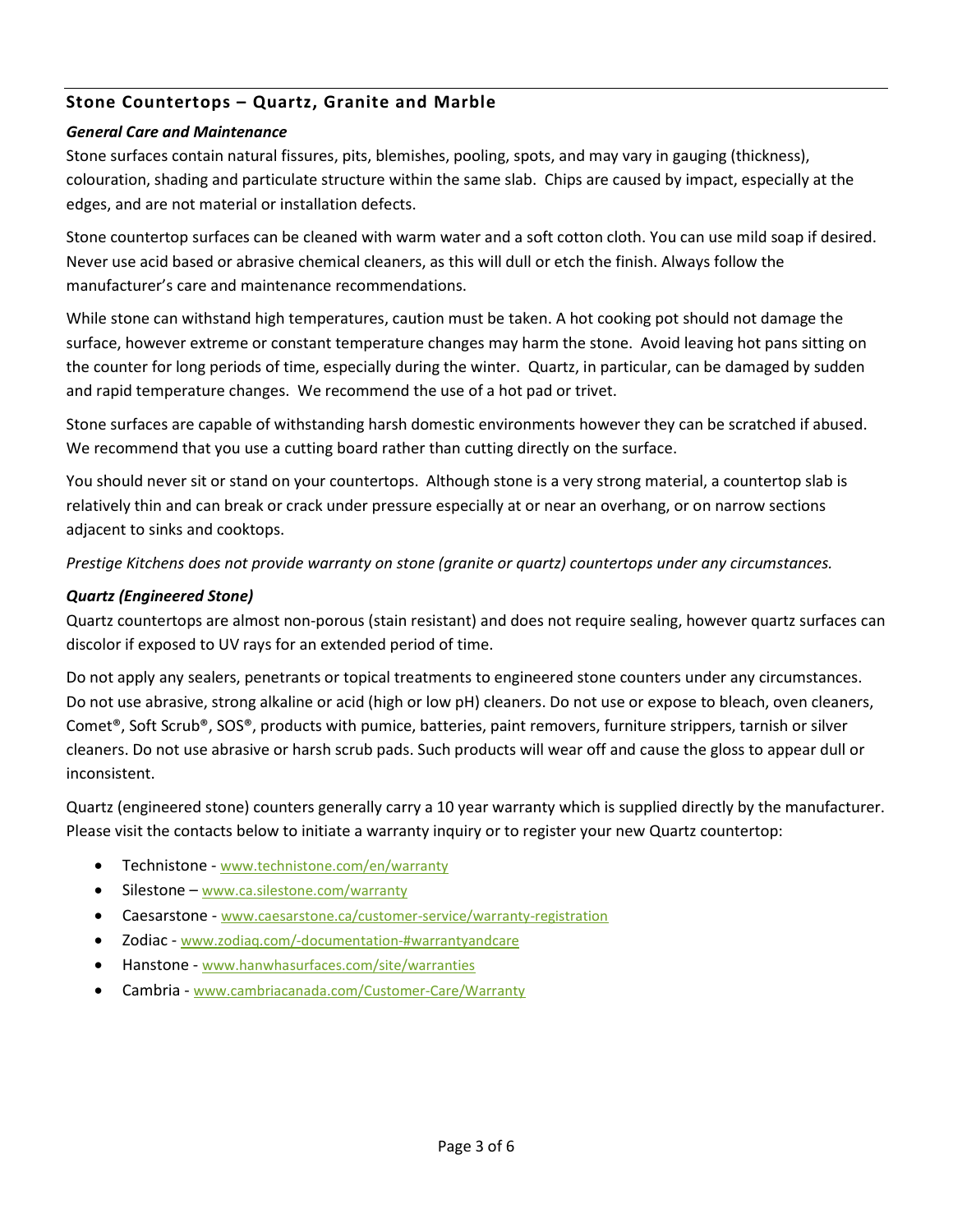## Stone Countertops – Quartz, Granite and Marble

### *General Care and Maintenance*

Stone surfaces contain natural fissures, pits, blemishes, pooling, spots, and may vary in gauging (thickness), colouration, shading and particulate structure within the same slab. Chips are caused by impact, especially at the edges, and are not material or installation defects.

Stone countertop surfaces can be cleaned with warm water and a soft cotton cloth. You can use mild soap if desired. Never use acid based or abrasive chemical cleaners, as this will dull or etch the finish. Always follow the manufacturer's care and maintenance recommendations.

While stone can withstand high temperatures, caution must be taken. A hot cooking pot should not damage the surface, however extreme or constant temperature changes may harm the stone. Avoid leaving hot pans sitting on the counter for long periods of time, especially during the winter. Quartz, in particular, can be damaged by sudden and rapid temperature changes. We recommend the use of a hot pad or trivet.

Stone surfaces are capable of withstanding harsh domestic environments however they can be scratched if abused. We recommend that you use a cutting board rather than cutting directly on the surface.

You should never sit or stand on your countertops. Although stone is a very strong material, a countertop slab is relatively thin and can break or crack under pressure especially at or near an overhang, or on narrow sections adjacent to sinks and cooktops.

*Prestige Kitchens does not provide warranty on stone (granite or quartz) countertops under any circumstances.*

### *Quartz (Engineered Stone)*

Quartz countertops are almost non-porous (stain resistant) and does not require sealing, however quartz surfaces can discolor if exposed to UV rays for an extended period of time.

Do not apply any sealers, penetrants or topical treatments to engineered stone counters under any circumstances. Do not use abrasive, strong alkaline or acid (high or low pH) cleaners. Do not use or expose to bleach, oven cleaners, Comet®, Soft Scrub®, SOS®, products with pumice, batteries, paint removers, furniture strippers, tarnish or silver cleaners. Do not use abrasive or harsh scrub pads. Such products will wear off and cause the gloss to appear dull or inconsistent.

Quartz (engineered stone) counters generally carry a 10 year warranty which is supplied directly by the manufacturer. Please visit the contacts below to initiate a warranty inquiry or to register your new Quartz countertop:

- Technistone - www.technistone.com/en/warranty
- Silestone – www.ca.silestone.com/warranty
- Caesarstone - www.caesarstone.ca/customer-service/warranty-registration
- Zodiac - www.zodiaq.com/-documentation-#warrantyandcare
- Hanstone - www.hanwhasurfaces.com/site/warranties
- Cambria - www.cambriacanada.com/Customer-Care/Warranty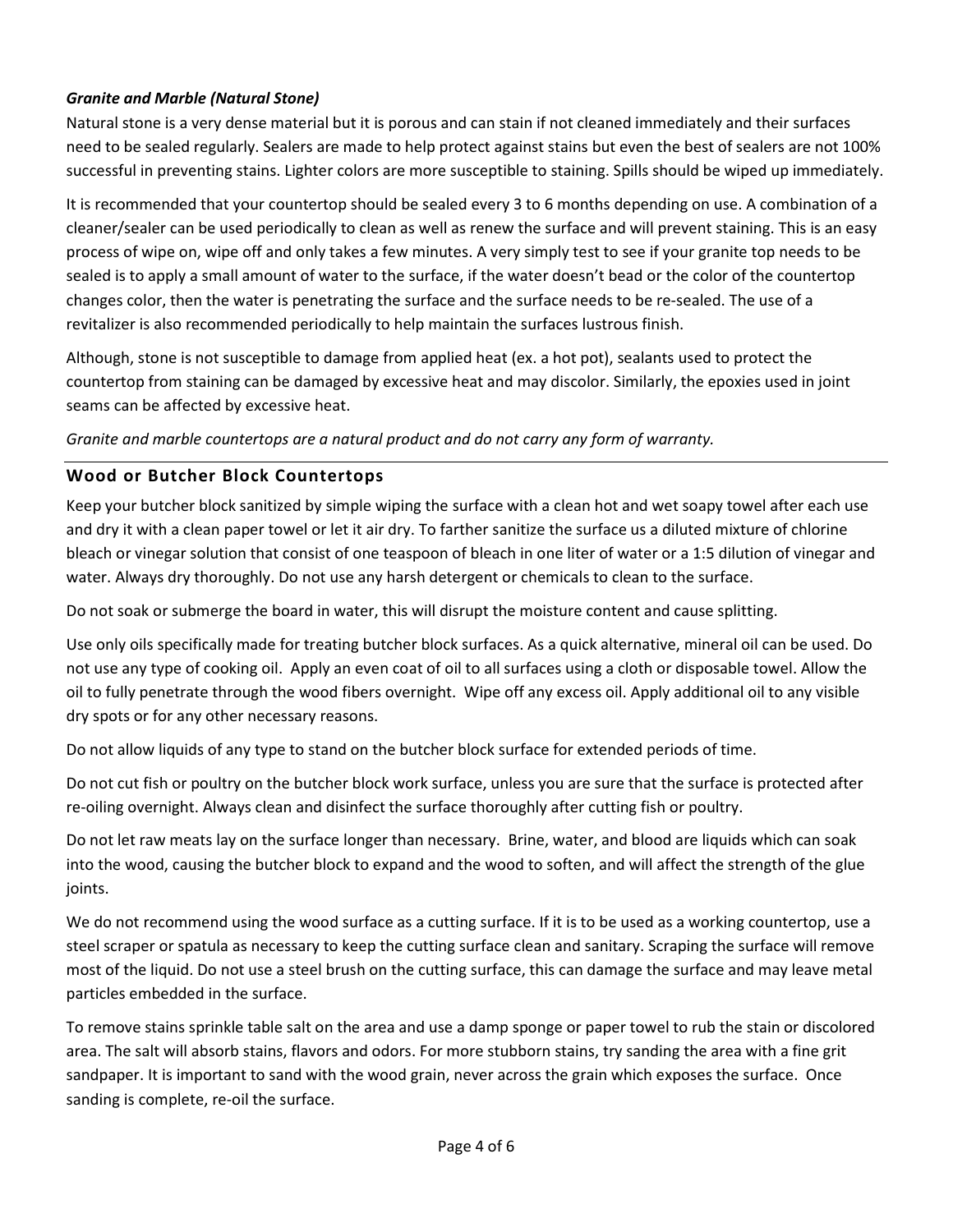***Granite and Marble (Natural Stone)***

Natural stone is a very dense material but it is porous and can stain if not cleaned immediately and their surfaces need to be sealed regularly. Sealers are made to help protect against stains but even the best of sealers are not 100% successful in preventing stains. Lighter colors are more susceptible to staining. Spills should be wiped up immediately.

It is recommended that your countertop should be sealed every 3 to 6 months depending on use. A combination of a cleaner/sealer can be used periodically to clean as well as renew the surface and will prevent staining. This is an easy process of wipe on, wipe off and only takes a few minutes. A very simply test to see if your granite top needs to be sealed is to apply a small amount of water to the surface, if the water doesn't bead or the color of the countertop changes color, then the water is penetrating the surface and the surface needs to be re-sealed. The use of a revitalizer is also recommended periodically to help maintain the surfaces lustrous finish.

Although, stone is not susceptible to damage from applied heat (ex. a hot pot), sealants used to protect the countertop from staining can be damaged by excessive heat and may discolor. Similarly, the epoxies used in joint seams can be affected by excessive heat.

*Granite and marble countertops are a natural product and do not carry any form of warranty.*

## Wood or Butcher Block Countertops

Keep your butcher block sanitized by simple wiping the surface with a clean hot and wet soapy towel after each use and dry it with a clean paper towel or let it air dry. To farther sanitize the surface us a diluted mixture of chlorine bleach or vinegar solution that consist of one teaspoon of bleach in one liter of water or a 1:5 dilution of vinegar and water. Always dry thoroughly. Do not use any harsh detergent or chemicals to clean to the surface.

Do not soak or submerge the board in water, this will disrupt the moisture content and cause splitting.

Use only oils specifically made for treating butcher block surfaces. As a quick alternative, mineral oil can be used. Do not use any type of cooking oil. Apply an even coat of oil to all surfaces using a cloth or disposable towel. Allow the oil to fully penetrate through the wood fibers overnight. Wipe off any excess oil. Apply additional oil to any visible dry spots or for any other necessary reasons.

Do not allow liquids of any type to stand on the butcher block surface for extended periods of time.

Do not cut fish or poultry on the butcher block work surface, unless you are sure that the surface is protected after re-oiling overnight. Always clean and disinfect the surface thoroughly after cutting fish or poultry.

Do not let raw meats lay on the surface longer than necessary. Brine, water, and blood are liquids which can soak into the wood, causing the butcher block to expand and the wood to soften, and will affect the strength of the glue joints.

We do not recommend using the wood surface as a cutting surface. If it is to be used as a working countertop, use a steel scraper or spatula as necessary to keep the cutting surface clean and sanitary. Scraping the surface will remove most of the liquid. Do not use a steel brush on the cutting surface, this can damage the surface and may leave metal particles embedded in the surface.

To remove stains sprinkle table salt on the area and use a damp sponge or paper towel to rub the stain or discolored area. The salt will absorb stains, flavors and odors. For more stubborn stains, try sanding the area with a fine grit sandpaper. It is important to sand with the wood grain, never across the grain which exposes the surface. Once sanding is complete, re-oil the surface.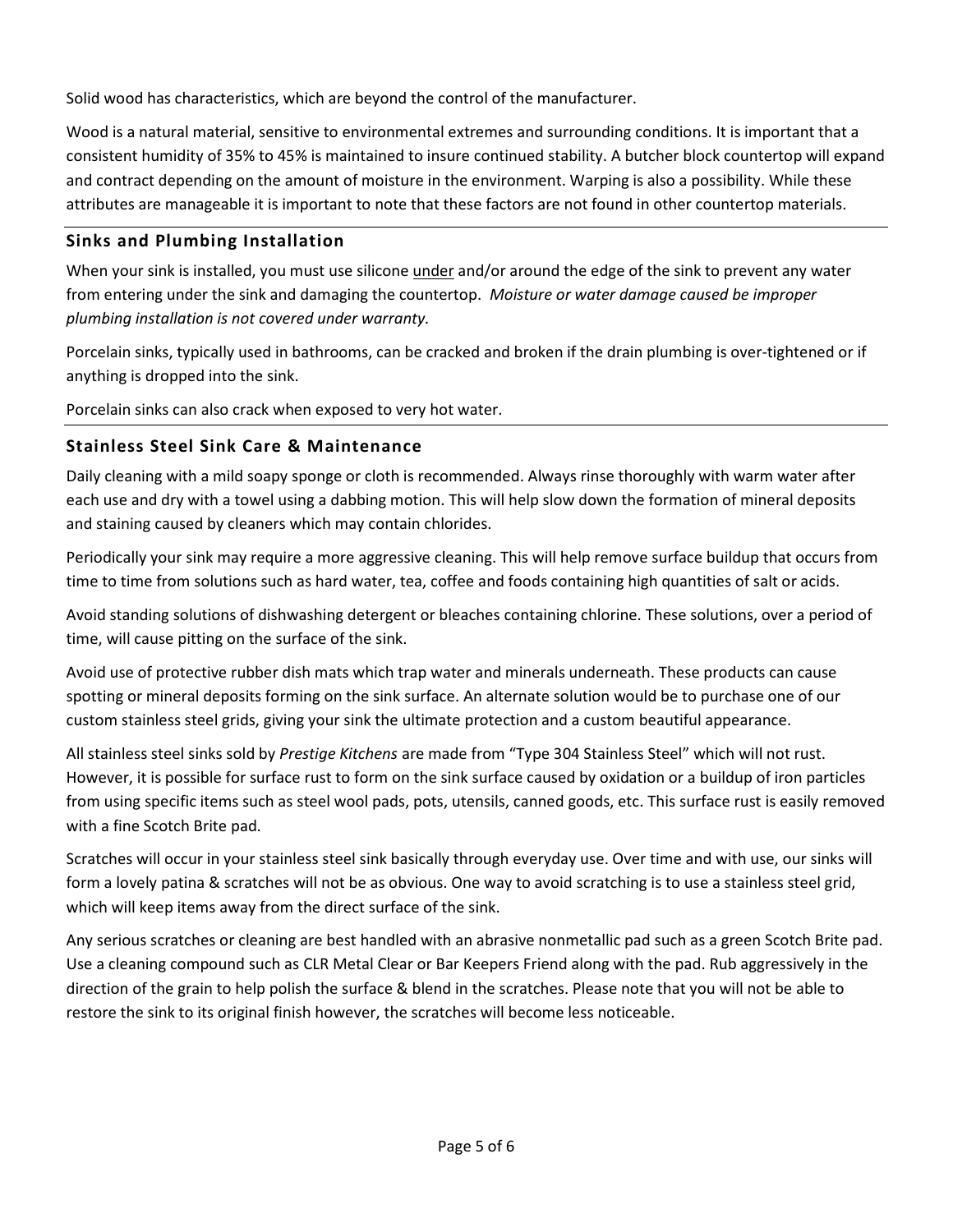Solid wood has characteristics, which are beyond the control of the manufacturer.

Wood is a natural material, sensitive to environmental extremes and surrounding conditions. It is important that a consistent humidity of 35% to 45% is maintained to insure continued stability. A butcher block countertop will expand and contract depending on the amount of moisture in the environment. Warping is also a possibility. While these attributes are manageable it is important to note that these factors are not found in other countertop materials.

---

### Sinks and Plumbing Installation

When your sink is installed, you must use silicone <u>under</u> and/or around the edge of the sink to prevent any water from entering under the sink and damaging the countertop. *Moisture or water damage caused be improper plumbing installation is not covered under warranty.*

Porcelain sinks, typically used in bathrooms, can be cracked and broken if the drain plumbing is over-tightened or if anything is dropped into the sink.

Porcelain sinks can also crack when exposed to very hot water.

---

### Stainless Steel Sink Care & Maintenance

Daily cleaning with a mild soapy sponge or cloth is recommended. Always rinse thoroughly with warm water after each use and dry with a towel using a dabbing motion. This will help slow down the formation of mineral deposits and staining caused by cleaners which may contain chlorides.

Periodically your sink may require a more aggressive cleaning. This will help remove surface buildup that occurs from time to time from solutions such as hard water, tea, coffee and foods containing high quantities of salt or acids.

Avoid standing solutions of dishwashing detergent or bleaches containing chlorine. These solutions, over a period of time, will cause pitting on the surface of the sink.

Avoid use of protective rubber dish mats which trap water and minerals underneath. These products can cause spotting or mineral deposits forming on the sink surface. An alternate solution would be to purchase one of our custom stainless steel grids, giving your sink the ultimate protection and a custom beautiful appearance.

All stainless steel sinks sold by *Prestige Kitchens* are made from "Type 304 Stainless Steel" which will not rust. However, it is possible for surface rust to form on the sink surface caused by oxidation or a buildup of iron particles from using specific items such as steel wool pads, pots, utensils, canned goods, etc. This surface rust is easily removed with a fine Scotch Brite pad.

Scratches will occur in your stainless steel sink basically through everyday use. Over time and with use, our sinks will form a lovely patina & scratches will not be as obvious. One way to avoid scratching is to use a stainless steel grid, which will keep items away from the direct surface of the sink.

Any serious scratches or cleaning are best handled with an abrasive nonmetallic pad such as a green Scotch Brite pad. Use a cleaning compound such as CLR Metal Clear or Bar Keepers Friend along with the pad. Rub aggressively in the direction of the grain to help polish the surface & blend in the scratches. Please note that you will not be able to restore the sink to its original finish however, the scratches will become less noticeable.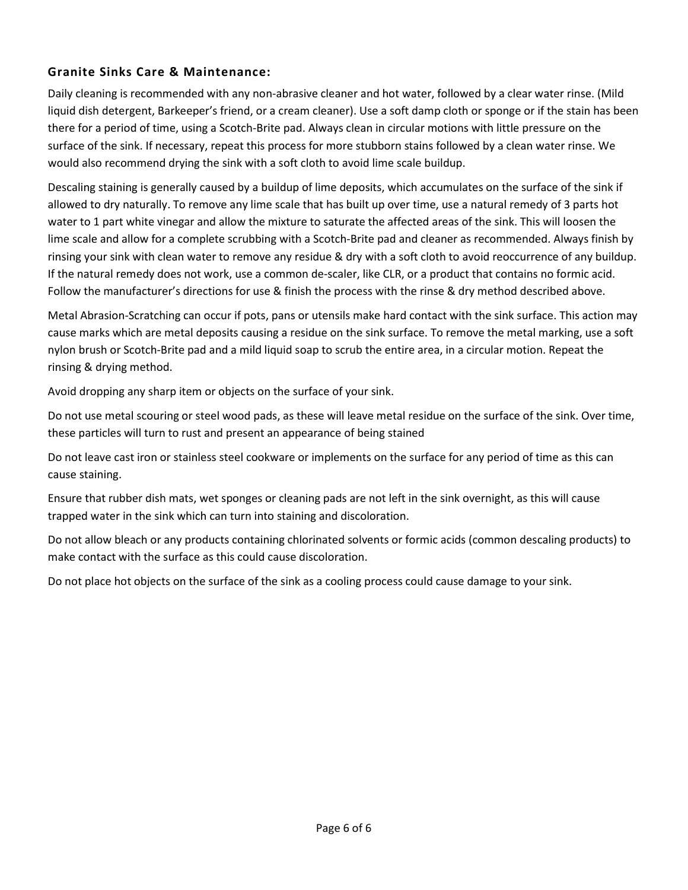## Granite Sinks Care & Maintenance:

Daily cleaning is recommended with any non-abrasive cleaner and hot water, followed by a clear water rinse. (Mild liquid dish detergent, Barkeeper's friend, or a cream cleaner). Use a soft damp cloth or sponge or if the stain has been there for a period of time, using a Scotch-Brite pad. Always clean in circular motions with little pressure on the surface of the sink. If necessary, repeat this process for more stubborn stains followed by a clean water rinse. We would also recommend drying the sink with a soft cloth to avoid lime scale buildup.

Descaling staining is generally caused by a buildup of lime deposits, which accumulates on the surface of the sink if allowed to dry naturally. To remove any lime scale that has built up over time, use a natural remedy of 3 parts hot water to 1 part white vinegar and allow the mixture to saturate the affected areas of the sink. This will loosen the lime scale and allow for a complete scrubbing with a Scotch-Brite pad and cleaner as recommended. Always finish by rinsing your sink with clean water to remove any residue & dry with a soft cloth to avoid reoccurrence of any buildup. If the natural remedy does not work, use a common de-scaler, like CLR, or a product that contains no formic acid. Follow the manufacturer's directions for use & finish the process with the rinse & dry method described above.

Metal Abrasion-Scratching can occur if pots, pans or utensils make hard contact with the sink surface. This action may cause marks which are metal deposits causing a residue on the sink surface. To remove the metal marking, use a soft nylon brush or Scotch-Brite pad and a mild liquid soap to scrub the entire area, in a circular motion. Repeat the rinsing & drying method.

Avoid dropping any sharp item or objects on the surface of your sink.

Do not use metal scouring or steel wood pads, as these will leave metal residue on the surface of the sink. Over time, these particles will turn to rust and present an appearance of being stained

Do not leave cast iron or stainless steel cookware or implements on the surface for any period of time as this can cause staining.

Ensure that rubber dish mats, wet sponges or cleaning pads are not left in the sink overnight, as this will cause trapped water in the sink which can turn into staining and discoloration.

Do not allow bleach or any products containing chlorinated solvents or formic acids (common descaling products) to make contact with the surface as this could cause discoloration.

Do not place hot objects on the surface of the sink as a cooling process could cause damage to your sink.